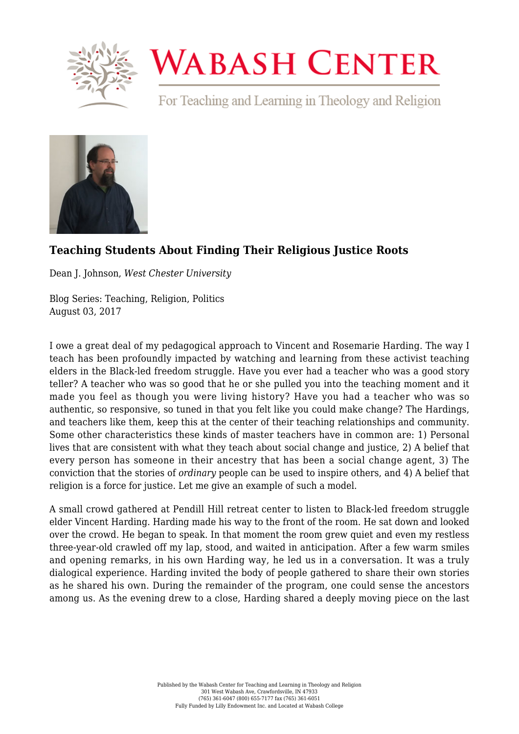# Teaching Students About Finding Their Religious Justice Roots

Dean J. Johnson, *West Chester University*

Blog Series: Teaching, Religion, Politics
August 03, 2017

I owe a great deal of my pedagogical approach to Vincent and Rosemarie Harding. The way I teach has been profoundly impacted by watching and learning from these activist teaching elders in the Black-led freedom struggle. Have you ever had a teacher who was a good story teller? A teacher who was so good that he or she pulled you into the teaching moment and it made you feel as though you were living history? Have you had a teacher who was so authentic, so responsive, so tuned in that you felt like you could make change? The Hardings, and teachers like them, keep this at the center of their teaching relationships and community. Some other characteristics these kinds of master teachers have in common are: 1) Personal lives that are consistent with what they teach about social change and justice, 2) A belief that every person has someone in their ancestry that has been a social change agent, 3) The conviction that the stories of *ordinary* people can be used to inspire others, and 4) A belief that religion is a force for justice. Let me give an example of such a model.

A small crowd gathered at Pendill Hill retreat center to listen to Black-led freedom struggle elder Vincent Harding. Harding made his way to the front of the room. He sat down and looked over the crowd. He began to speak. In that moment the room grew quiet and even my restless three-year-old crawled off my lap, stood, and waited in anticipation. After a few warm smiles and opening remarks, in his own Harding way, he led us in a conversation. It was a truly dialogical experience. Harding invited the body of people gathered to share their own stories as he shared his own. During the remainder of the program, one could sense the ancestors among us. As the evening drew to a close, Harding shared a deeply moving piece on the last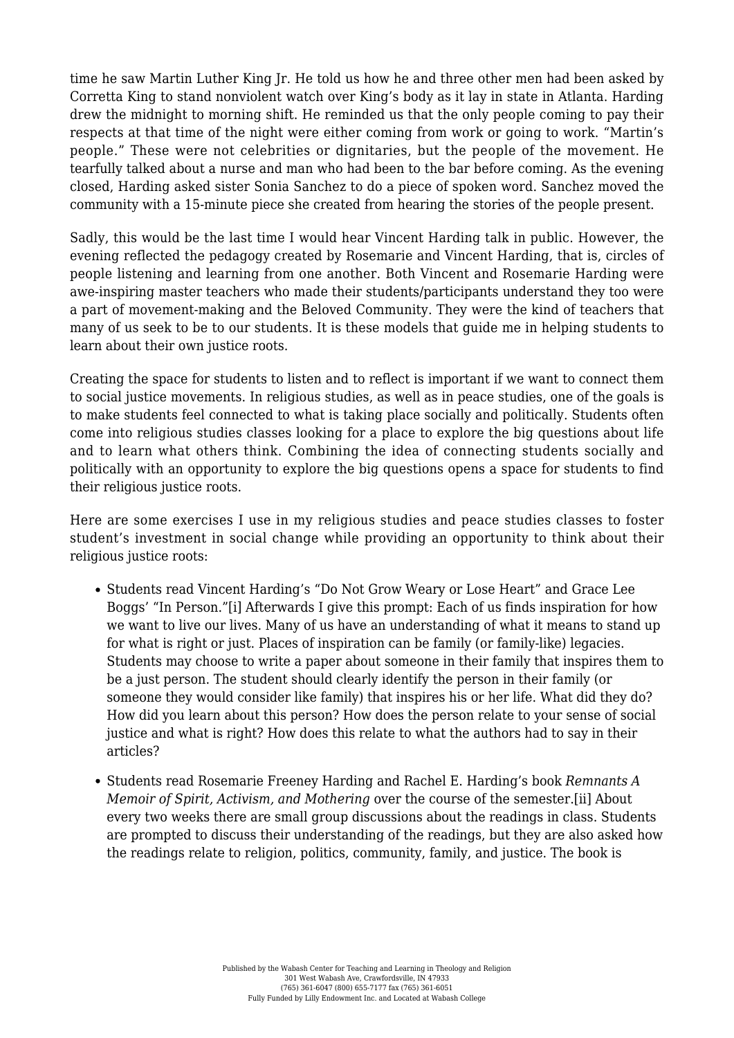time he saw Martin Luther King Jr. He told us how he and three other men had been asked by Corretta King to stand nonviolent watch over King's body as it lay in state in Atlanta. Harding drew the midnight to morning shift. He reminded us that the only people coming to pay their respects at that time of the night were either coming from work or going to work. "Martin's people." These were not celebrities or dignitaries, but the people of the movement. He tearfully talked about a nurse and man who had been to the bar before coming. As the evening closed, Harding asked sister Sonia Sanchez to do a piece of spoken word. Sanchez moved the community with a 15-minute piece she created from hearing the stories of the people present.

Sadly, this would be the last time I would hear Vincent Harding talk in public. However, the evening reflected the pedagogy created by Rosemarie and Vincent Harding, that is, circles of people listening and learning from one another. Both Vincent and Rosemarie Harding were awe-inspiring master teachers who made their students/participants understand they too were a part of movement-making and the Beloved Community. They were the kind of teachers that many of us seek to be to our students. It is these models that guide me in helping students to learn about their own justice roots.

Creating the space for students to listen and to reflect is important if we want to connect them to social justice movements. In religious studies, as well as in peace studies, one of the goals is to make students feel connected to what is taking place socially and politically. Students often come into religious studies classes looking for a place to explore the big questions about life and to learn what others think. Combining the idea of connecting students socially and politically with an opportunity to explore the big questions opens a space for students to find their religious justice roots.

Here are some exercises I use in my religious studies and peace studies classes to foster student's investment in social change while providing an opportunity to think about their religious justice roots:

- Students read Vincent Harding's "Do Not Grow Weary or Lose Heart" and Grace Lee Boggs' "In Person."[i] Afterwards I give this prompt: Each of us finds inspiration for how we want to live our lives. Many of us have an understanding of what it means to stand up for what is right or just. Places of inspiration can be family (or family-like) legacies. Students may choose to write a paper about someone in their family that inspires them to be a just person. The student should clearly identify the person in their family (or someone they would consider like family) that inspires his or her life. What did they do? How did you learn about this person? How does the person relate to your sense of social justice and what is right? How does this relate to what the authors had to say in their articles?
- Students read Rosemarie Freeney Harding and Rachel E. Harding's book *Remnants A Memoir of Spirit, Activism, and Mothering* over the course of the semester.[ii] About every two weeks there are small group discussions about the readings in class. Students are prompted to discuss their understanding of the readings, but they are also asked how the readings relate to religion, politics, community, family, and justice. The book is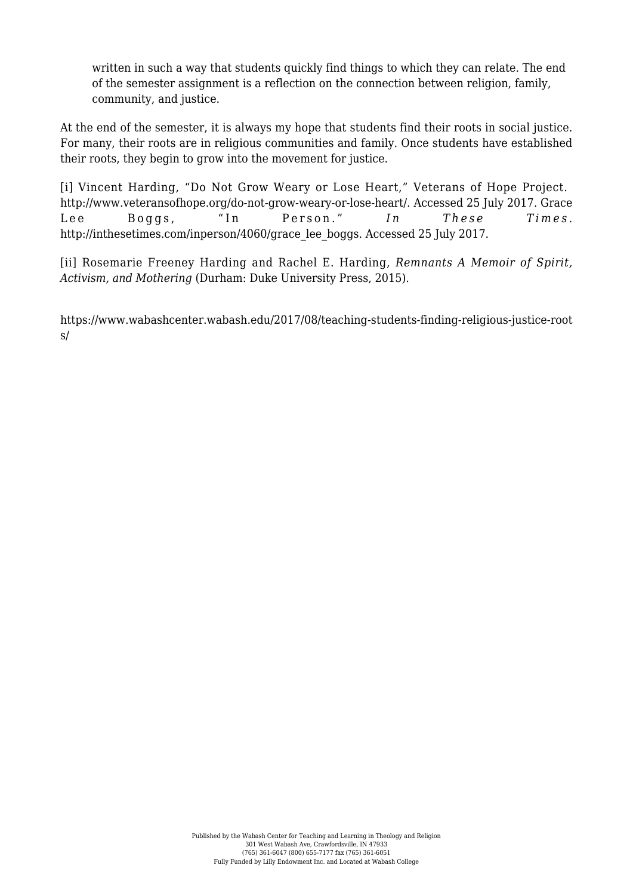written in such a way that students quickly find things to which they can relate. The end of the semester assignment is a reflection on the connection between religion, family, community, and justice.

At the end of the semester, it is always my hope that students find their roots in social justice. For many, their roots are in religious communities and family. Once students have established their roots, they begin to grow into the movement for justice.

[i] Vincent Harding, "Do Not Grow Weary or Lose Heart," Veterans of Hope Project. http://www.veteransofhope.org/do-not-grow-weary-or-lose-heart/. Accessed 25 July 2017. Grace Lee Boggs, "In Person." *In These Times*. http://inthesetimes.com/inperson/4060/grace_lee_boggs. Accessed 25 July 2017.

[ii] Rosemarie Freeney Harding and Rachel E. Harding, *Remnants A Memoir of Spirit, Activism, and Mothering* (Durham: Duke University Press, 2015).

https://www.wabashcenter.wabash.edu/2017/08/teaching-students-finding-religious-justice-roots/